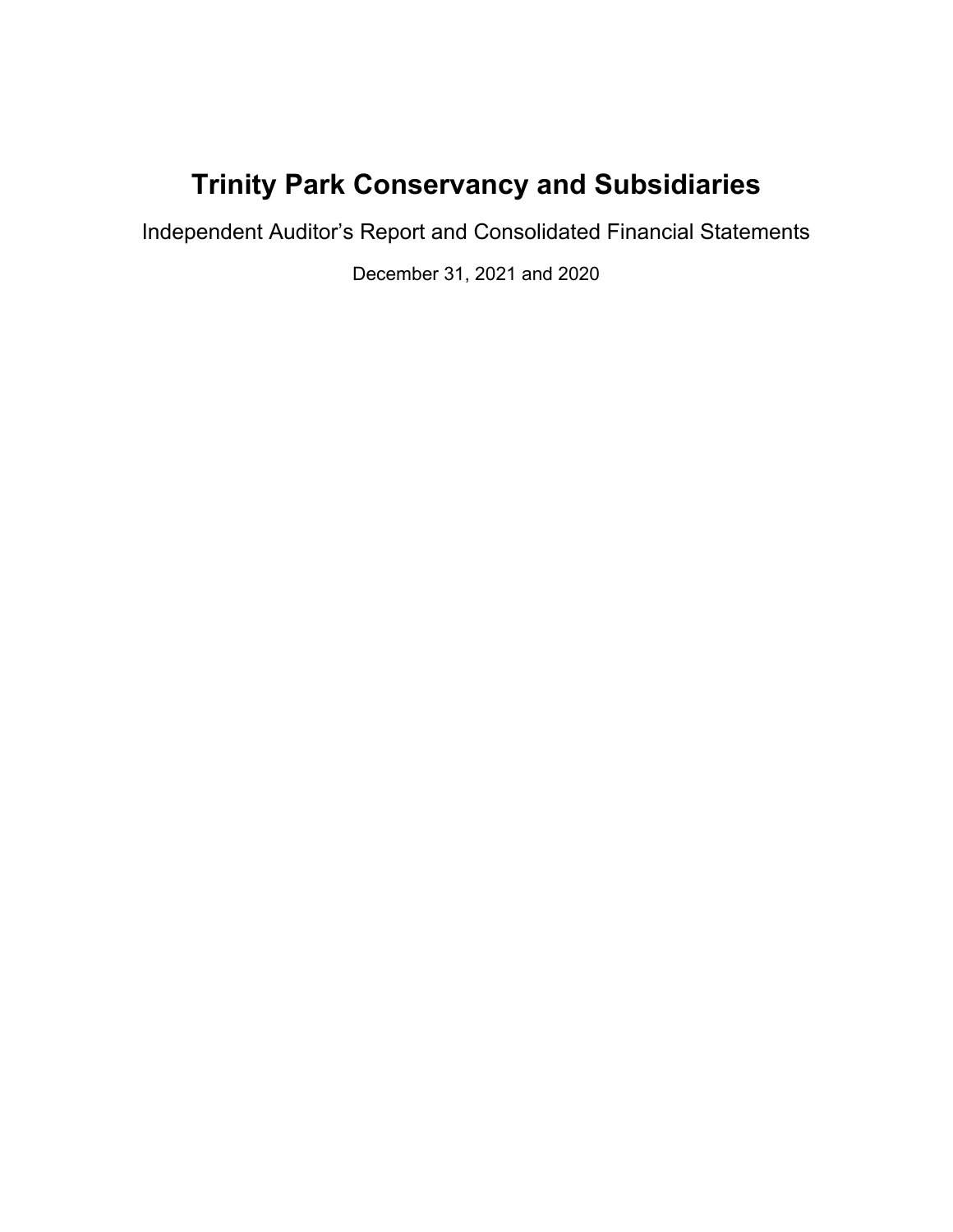# Trinity Park Conservancy and Subsidiaries

Independent Auditor’s Report and Consolidated Financial Statements

December 31, 2021 and 2020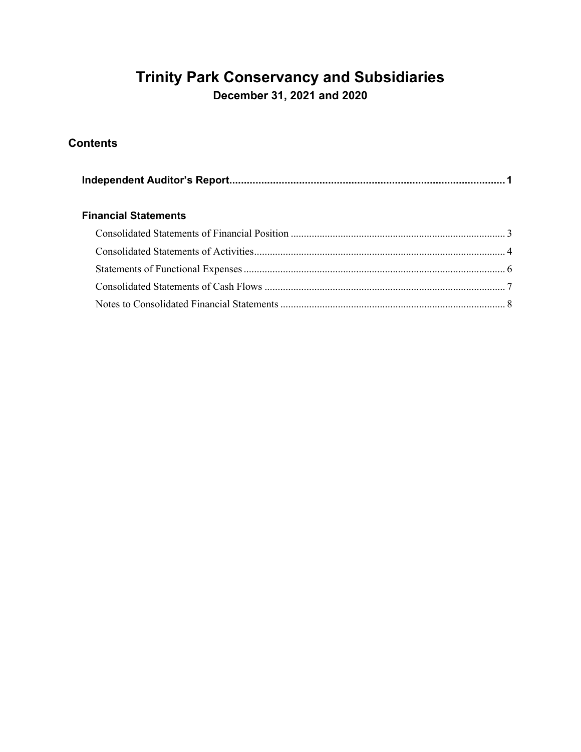# Trinity Park Conservancy and Subsidiaries

**December 31, 2021 and 2020**

## Contents

**Independent Auditor's Report** .......... **1**

### Financial Statements

Consolidated Statements of Financial Position .......... 3

Consolidated Statements of Activities .......... 4

Statements of Functional Expenses .......... 6

Consolidated Statements of Cash Flows .......... 7

Notes to Consolidated Financial Statements .......... 8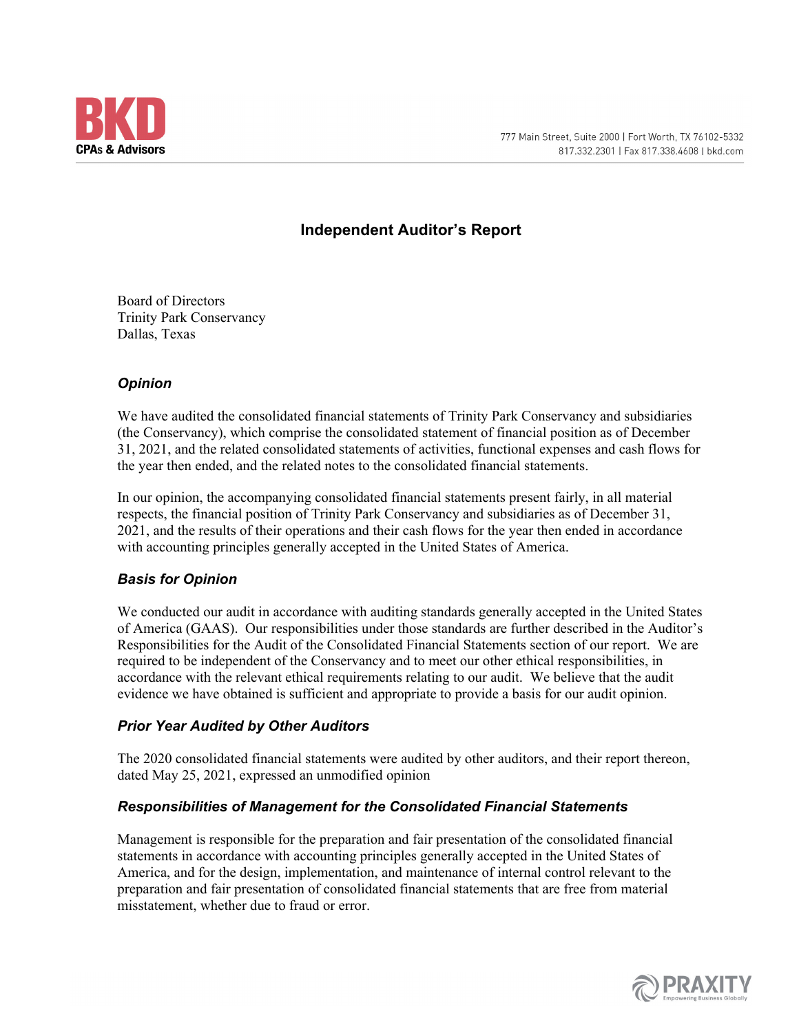BKD CPAs & Advisors

777 Main Street, Suite 2000 | Fort Worth, TX 76102-5332
817.332.2301 | Fax 817.338.4608 | bkd.com

# Independent Auditor's Report

Board of Directors
Trinity Park Conservancy
Dallas, Texas

### *Opinion*

We have audited the consolidated financial statements of Trinity Park Conservancy and subsidiaries (the Conservancy), which comprise the consolidated statement of financial position as of December 31, 2021, and the related consolidated statements of activities, functional expenses and cash flows for the year then ended, and the related notes to the consolidated financial statements.

In our opinion, the accompanying consolidated financial statements present fairly, in all material respects, the financial position of Trinity Park Conservancy and subsidiaries as of December 31, 2021, and the results of their operations and their cash flows for the year then ended in accordance with accounting principles generally accepted in the United States of America.

### *Basis for Opinion*

We conducted our audit in accordance with auditing standards generally accepted in the United States of America (GAAS). Our responsibilities under those standards are further described in the Auditor's Responsibilities for the Audit of the Consolidated Financial Statements section of our report. We are required to be independent of the Conservancy and to meet our other ethical responsibilities, in accordance with the relevant ethical requirements relating to our audit. We believe that the audit evidence we have obtained is sufficient and appropriate to provide a basis for our audit opinion.

### *Prior Year Audited by Other Auditors*

The 2020 consolidated financial statements were audited by other auditors, and their report thereon, dated May 25, 2021, expressed an unmodified opinion

### *Responsibilities of Management for the Consolidated Financial Statements*

Management is responsible for the preparation and fair presentation of the consolidated financial statements in accordance with accounting principles generally accepted in the United States of America, and for the design, implementation, and maintenance of internal control relevant to the preparation and fair presentation of consolidated financial statements that are free from material misstatement, whether due to fraud or error.

PRAXITY Empowering Business Globally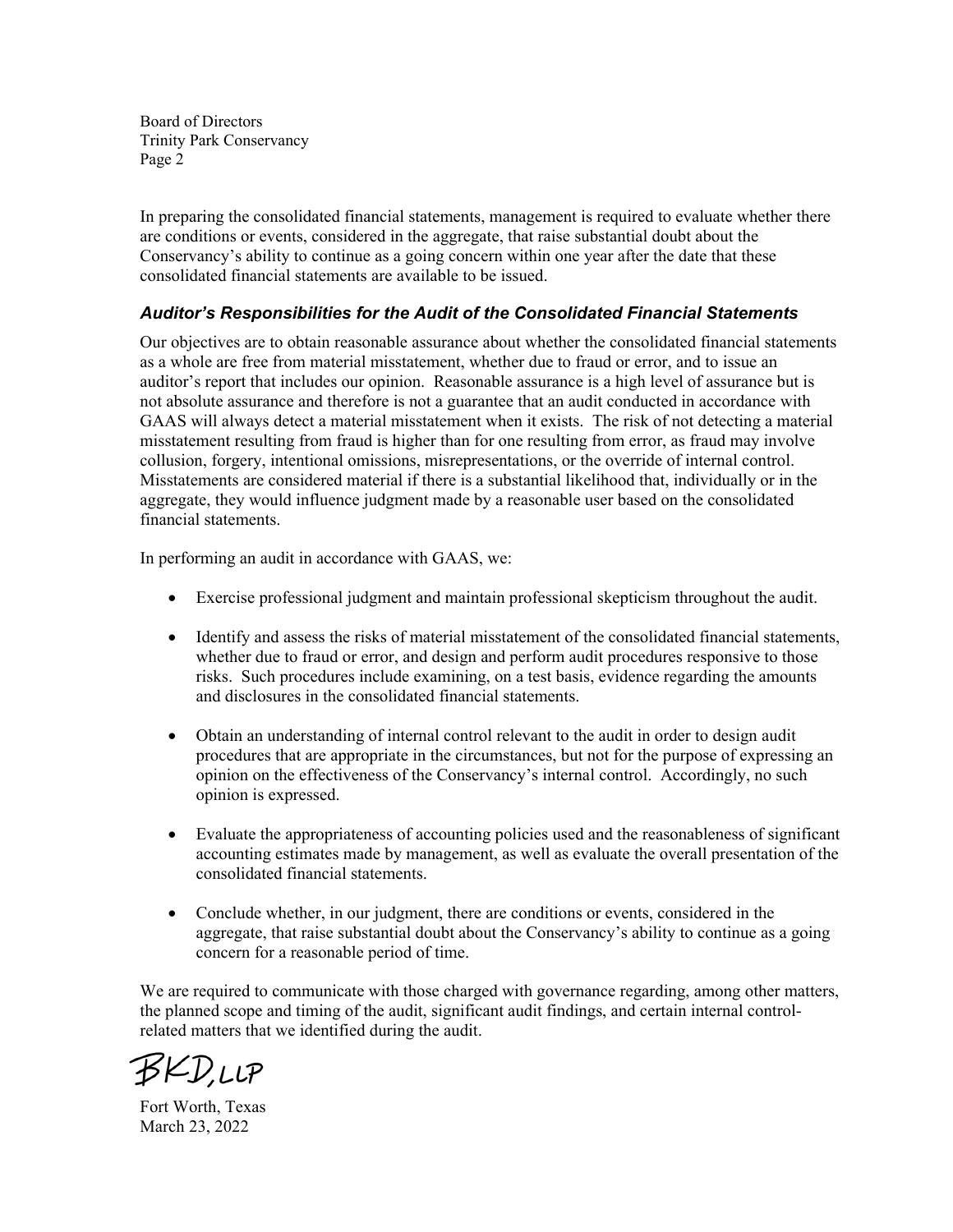In preparing the consolidated financial statements, management is required to evaluate whether there are conditions or events, considered in the aggregate, that raise substantial doubt about the Conservancy's ability to continue as a going concern within one year after the date that these consolidated financial statements are available to be issued.

### *Auditor's Responsibilities for the Audit of the Consolidated Financial Statements*

Our objectives are to obtain reasonable assurance about whether the consolidated financial statements as a whole are free from material misstatement, whether due to fraud or error, and to issue an auditor's report that includes our opinion. Reasonable assurance is a high level of assurance but is not absolute assurance and therefore is not a guarantee that an audit conducted in accordance with GAAS will always detect a material misstatement when it exists. The risk of not detecting a material misstatement resulting from fraud is higher than for one resulting from error, as fraud may involve collusion, forgery, intentional omissions, misrepresentations, or the override of internal control. Misstatements are considered material if there is a substantial likelihood that, individually or in the aggregate, they would influence judgment made by a reasonable user based on the consolidated financial statements.

In performing an audit in accordance with GAAS, we:

- Exercise professional judgment and maintain professional skepticism throughout the audit.
- Identify and assess the risks of material misstatement of the consolidated financial statements, whether due to fraud or error, and design and perform audit procedures responsive to those risks. Such procedures include examining, on a test basis, evidence regarding the amounts and disclosures in the consolidated financial statements.
- Obtain an understanding of internal control relevant to the audit in order to design audit procedures that are appropriate in the circumstances, but not for the purpose of expressing an opinion on the effectiveness of the Conservancy's internal control. Accordingly, no such opinion is expressed.
- Evaluate the appropriateness of accounting policies used and the reasonableness of significant accounting estimates made by management, as well as evaluate the overall presentation of the consolidated financial statements.
- Conclude whether, in our judgment, there are conditions or events, considered in the aggregate, that raise substantial doubt about the Conservancy's ability to continue as a going concern for a reasonable period of time.

We are required to communicate with those charged with governance regarding, among other matters, the planned scope and timing of the audit, significant audit findings, and certain internal control-related matters that we identified during the audit.

BKD, LLP

Fort Worth, Texas
March 23, 2022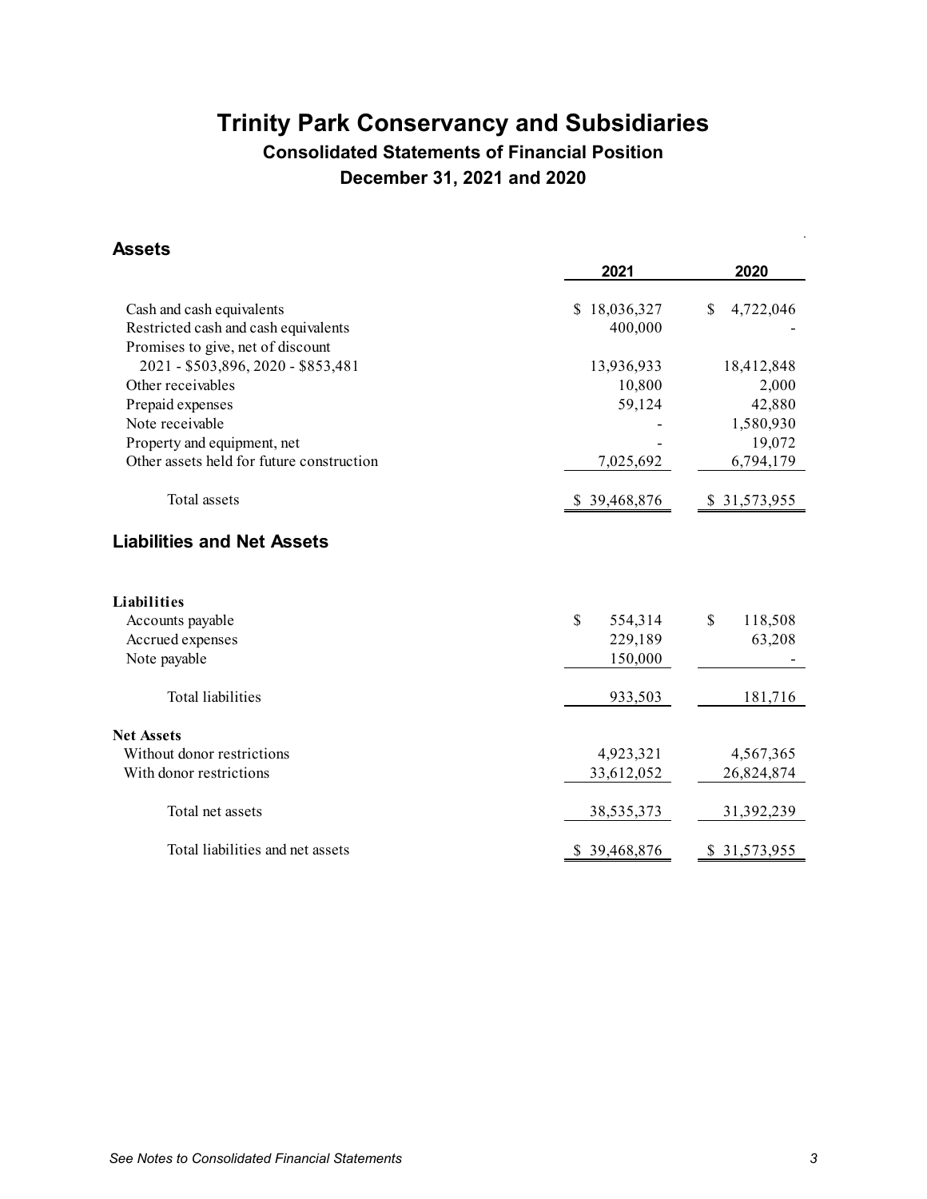# Trinity Park Conservancy and Subsidiaries

## Consolidated Statements of Financial Position

## December 31, 2021 and 2020

### Assets

| | 2021 | 2020 |
|---|---|---|
| Cash and cash equivalents | $ 18,036,327 | $ 4,722,046 |
| Restricted cash and cash equivalents | 400,000 | - |
| Promises to give, net of discount 2021 - $503,896, 2020 - $853,481 | 13,936,933 | 18,412,848 |
| Other receivables | 10,800 | 2,000 |
| Prepaid expenses | 59,124 | 42,880 |
| Note receivable | - | 1,580,930 |
| Property and equipment, net | - | 19,072 |
| Other assets held for future construction | 7,025,692 | 6,794,179 |
| Total assets | $ 39,468,876 | $ 31,573,955 |

### Liabilities and Net Assets

| | 2021 | 2020 |
|---|---|---|
| **Liabilities** | | |
| Accounts payable | $ 554,314 | $ 118,508 |
| Accrued expenses | 229,189 | 63,208 |
| Note payable | 150,000 | - |
| Total liabilities | 933,503 | 181,716 |
| **Net Assets** | | |
| Without donor restrictions | 4,923,321 | 4,567,365 |
| With donor restrictions | 33,612,052 | 26,824,874 |
| Total net assets | 38,535,373 | 31,392,239 |
| Total liabilities and net assets | $ 39,468,876 | $ 31,573,955 |

*See Notes to Consolidated Financial Statements*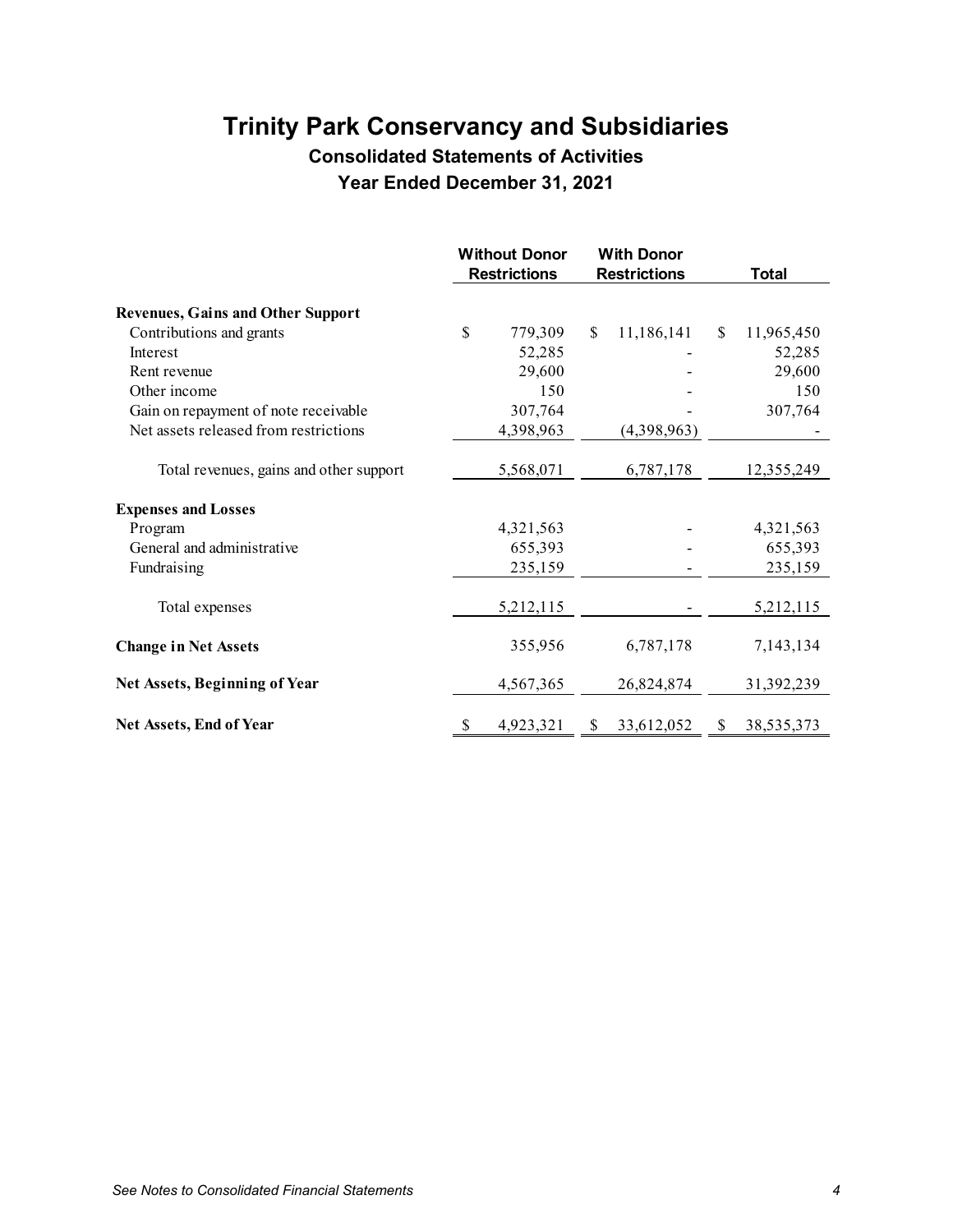# Trinity Park Conservancy and Subsidiaries

## Consolidated Statements of Activities

### Year Ended December 31, 2021

| | Without Donor Restrictions | With Donor Restrictions | Total |
|---|---|---|---|
| **Revenues, Gains and Other Support** | | | |
| Contributions and grants | $ 779,309 | $ 11,186,141 | $ 11,965,450 |
| Interest | 52,285 | - | 52,285 |
| Rent revenue | 29,600 | - | 29,600 |
| Other income | 150 | - | 150 |
| Gain on repayment of note receivable | 307,764 | - | 307,764 |
| Net assets released from restrictions | 4,398,963 | (4,398,963) | - |
| Total revenues, gains and other support | 5,568,071 | 6,787,178 | 12,355,249 |
| **Expenses and Losses** | | | |
| Program | 4,321,563 | - | 4,321,563 |
| General and administrative | 655,393 | - | 655,393 |
| Fundraising | 235,159 | - | 235,159 |
| Total expenses | 5,212,115 | - | 5,212,115 |
| **Change in Net Assets** | 355,956 | 6,787,178 | 7,143,134 |
| **Net Assets, Beginning of Year** | 4,567,365 | 26,824,874 | 31,392,239 |
| **Net Assets, End of Year** | $ 4,923,321 | $ 33,612,052 | $ 38,535,373 |

*See Notes to Consolidated Financial Statements*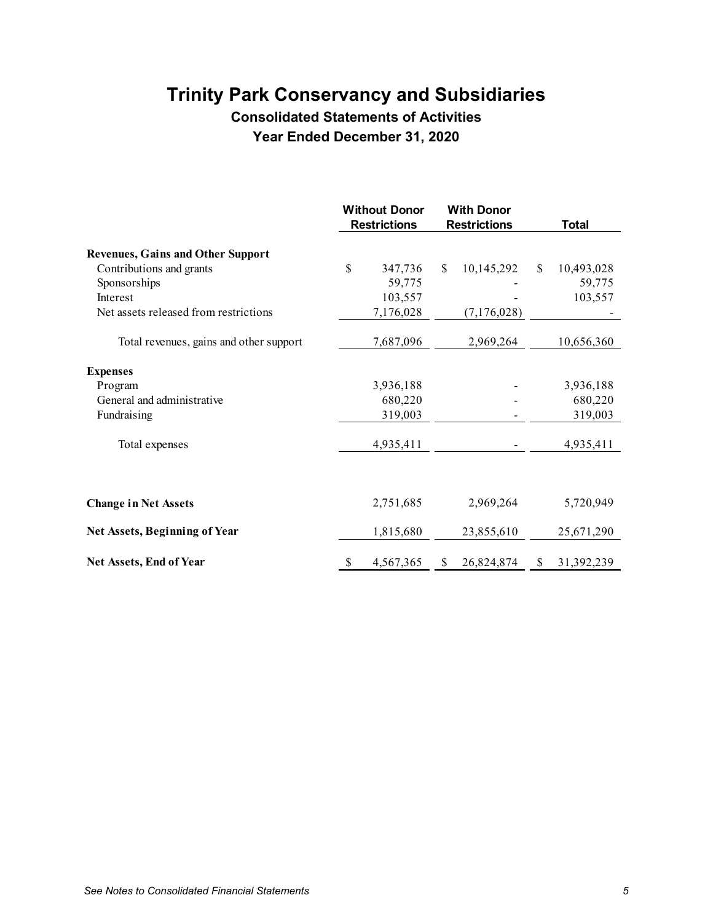# Trinity Park Conservancy and Subsidiaries

## Consolidated Statements of Activities

### Year Ended December 31, 2020

| | Without Donor Restrictions | With Donor Restrictions | Total |
|---|---|---|---|
| **Revenues, Gains and Other Support** | | | |
| Contributions and grants | $ 347,736 | $ 10,145,292 | $ 10,493,028 |
| Sponsorships | 59,775 | - | 59,775 |
| Interest | 103,557 | - | 103,557 |
| Net assets released from restrictions | 7,176,028 | (7,176,028) | - |
| Total revenues, gains and other support | 7,687,096 | 2,969,264 | 10,656,360 |
| **Expenses** | | | |
| Program | 3,936,188 | - | 3,936,188 |
| General and administrative | 680,220 | - | 680,220 |
| Fundraising | 319,003 | - | 319,003 |
| Total expenses | 4,935,411 | - | 4,935,411 |
| **Change in Net Assets** | 2,751,685 | 2,969,264 | 5,720,949 |
| **Net Assets, Beginning of Year** | 1,815,680 | 23,855,610 | 25,671,290 |
| **Net Assets, End of Year** | $ 4,567,365 | $ 26,824,874 | $ 31,392,239 |

*See Notes to Consolidated Financial Statements*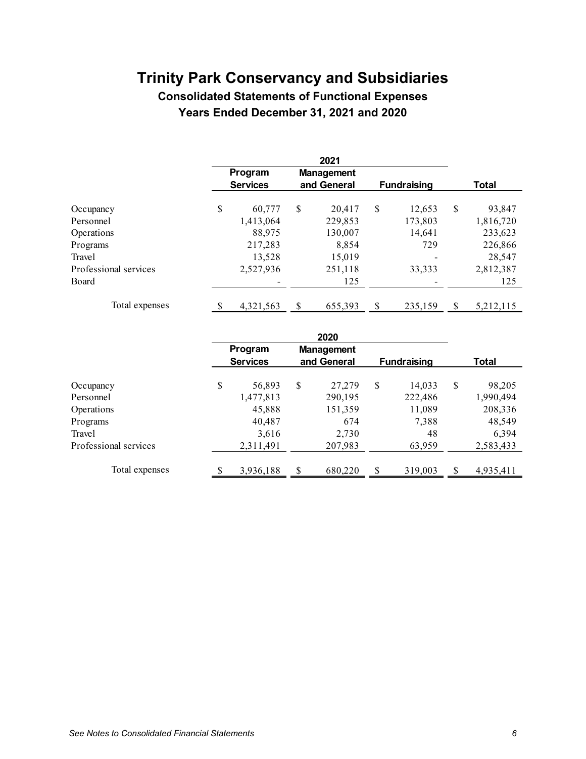# Trinity Park Conservancy and Subsidiaries

## Consolidated Statements of Functional Expenses

### Years Ended December 31, 2021 and 2020

| | 2021 | | | |
|---|---|---|---|---|
| | Program Services | Management and General | Fundraising | Total |
| Occupancy | $ 60,777 | $ 20,417 | $ 12,653 | $ 93,847 |
| Personnel | 1,413,064 | 229,853 | 173,803 | 1,816,720 |
| Operations | 88,975 | 130,007 | 14,641 | 233,623 |
| Programs | 217,283 | 8,854 | 729 | 226,866 |
| Travel | 13,528 | 15,019 | - | 28,547 |
| Professional services | 2,527,936 | 251,118 | 33,333 | 2,812,387 |
| Board | - | 125 | - | 125 |
| Total expenses | $ 4,321,563 | $ 655,393 | $ 235,159 | $ 5,212,115 |

| | 2020 | | | |
|---|---|---|---|---|
| | Program Services | Management and General | Fundraising | Total |
| Occupancy | $ 56,893 | $ 27,279 | $ 14,033 | $ 98,205 |
| Personnel | 1,477,813 | 290,195 | 222,486 | 1,990,494 |
| Operations | 45,888 | 151,359 | 11,089 | 208,336 |
| Programs | 40,487 | 674 | 7,388 | 48,549 |
| Travel | 3,616 | 2,730 | 48 | 6,394 |
| Professional services | 2,311,491 | 207,983 | 63,959 | 2,583,433 |
| Total expenses | $ 3,936,188 | $ 680,220 | $ 319,003 | $ 4,935,411 |

*See Notes to Consolidated Financial Statements*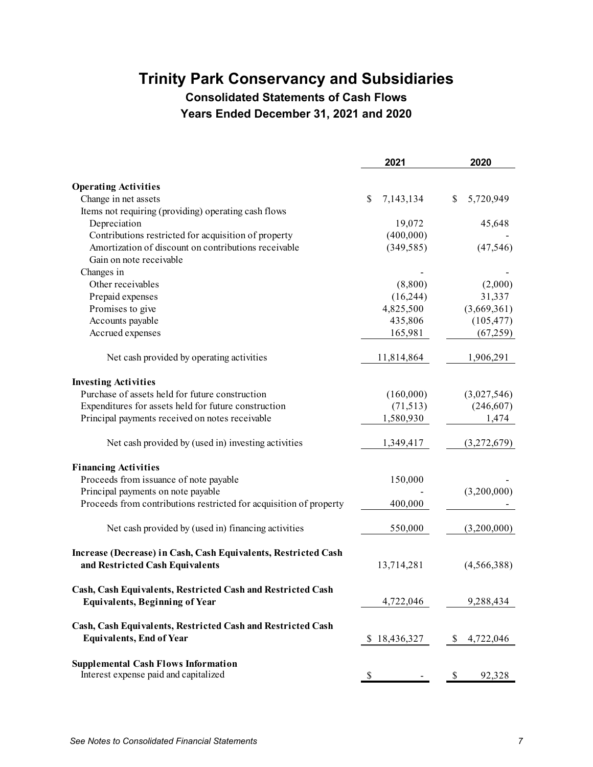# Trinity Park Conservancy and Subsidiaries

## Consolidated Statements of Cash Flows

### Years Ended December 31, 2021 and 2020

| | 2021 | 2020 |
|---|---|---|
| **Operating Activities** | | |
| Change in net assets | $ 7,143,134 | $ 5,720,949 |
| Items not requiring (providing) operating cash flows | | |
| Depreciation | 19,072 | 45,648 |
| Contributions restricted for acquisition of property | (400,000) | - |
| Amortization of discount on contributions receivable | (349,585) | (47,546) |
| Gain on note receivable | | |
| Changes in | - | - |
| Other receivables | (8,800) | (2,000) |
| Prepaid expenses | (16,244) | 31,337 |
| Promises to give | 4,825,500 | (3,669,361) |
| Accounts payable | 435,806 | (105,477) |
| Accrued expenses | 165,981 | (67,259) |
| Net cash provided by operating activities | 11,814,864 | 1,906,291 |
| **Investing Activities** | | |
| Purchase of assets held for future construction | (160,000) | (3,027,546) |
| Expenditures for assets held for future construction | (71,513) | (246,607) |
| Principal payments received on notes receivable | 1,580,930 | 1,474 |
| Net cash provided by (used in) investing activities | 1,349,417 | (3,272,679) |
| **Financing Activities** | | |
| Proceeds from issuance of note payable | 150,000 | - |
| Principal payments on note payable | - | (3,200,000) |
| Proceeds from contributions restricted for acquisition of property | 400,000 | - |
| Net cash provided by (used in) financing activities | 550,000 | (3,200,000) |
| **Increase (Decrease) in Cash, Cash Equivalents, Restricted Cash and Restricted Cash Equivalents** | 13,714,281 | (4,566,388) |
| **Cash, Cash Equivalents, Restricted Cash and Restricted Cash Equivalents, Beginning of Year** | 4,722,046 | 9,288,434 |
| **Cash, Cash Equivalents, Restricted Cash and Restricted Cash Equivalents, End of Year** | $ 18,436,327 | $ 4,722,046 |
| **Supplemental Cash Flows Information** | | |
| Interest expense paid and capitalized | $ - | $ 92,328 |

*See Notes to Consolidated Financial Statements*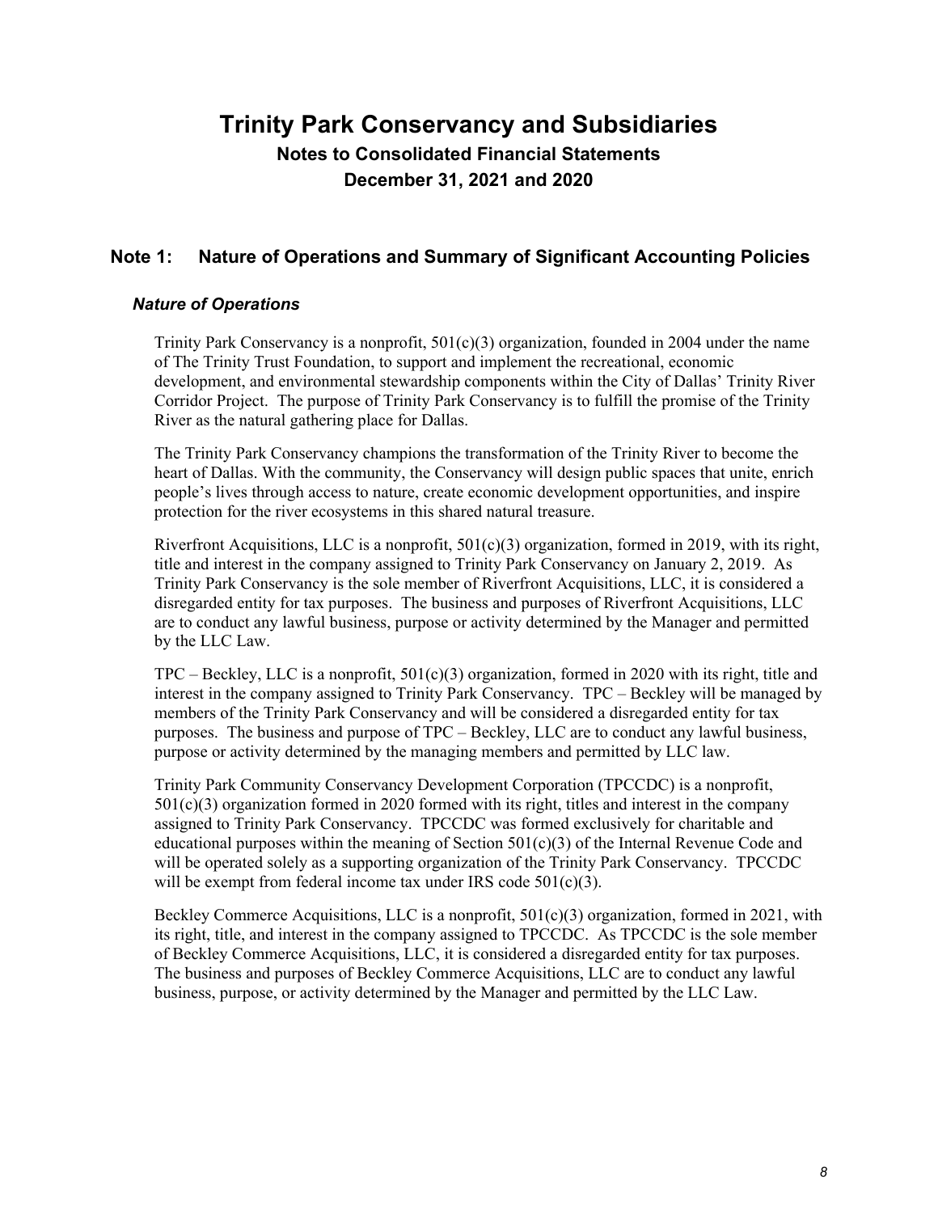# Trinity Park Conservancy and Subsidiaries

## Notes to Consolidated Financial Statements

## December 31, 2021 and 2020

## Note 1: Nature of Operations and Summary of Significant Accounting Policies

### *Nature of Operations*

Trinity Park Conservancy is a nonprofit, 501(c)(3) organization, founded in 2004 under the name of The Trinity Trust Foundation, to support and implement the recreational, economic development, and environmental stewardship components within the City of Dallas' Trinity River Corridor Project. The purpose of Trinity Park Conservancy is to fulfill the promise of the Trinity River as the natural gathering place for Dallas.

The Trinity Park Conservancy champions the transformation of the Trinity River to become the heart of Dallas. With the community, the Conservancy will design public spaces that unite, enrich people's lives through access to nature, create economic development opportunities, and inspire protection for the river ecosystems in this shared natural treasure.

Riverfront Acquisitions, LLC is a nonprofit, 501(c)(3) organization, formed in 2019, with its right, title and interest in the company assigned to Trinity Park Conservancy on January 2, 2019. As Trinity Park Conservancy is the sole member of Riverfront Acquisitions, LLC, it is considered a disregarded entity for tax purposes. The business and purposes of Riverfront Acquisitions, LLC are to conduct any lawful business, purpose or activity determined by the Manager and permitted by the LLC Law.

TPC – Beckley, LLC is a nonprofit, 501(c)(3) organization, formed in 2020 with its right, title and interest in the company assigned to Trinity Park Conservancy. TPC – Beckley will be managed by members of the Trinity Park Conservancy and will be considered a disregarded entity for tax purposes. The business and purpose of TPC – Beckley, LLC are to conduct any lawful business, purpose or activity determined by the managing members and permitted by LLC law.

Trinity Park Community Conservancy Development Corporation (TPCCDC) is a nonprofit, 501(c)(3) organization formed in 2020 formed with its right, titles and interest in the company assigned to Trinity Park Conservancy. TPCCDC was formed exclusively for charitable and educational purposes within the meaning of Section 501(c)(3) of the Internal Revenue Code and will be operated solely as a supporting organization of the Trinity Park Conservancy. TPCCDC will be exempt from federal income tax under IRS code 501(c)(3).

Beckley Commerce Acquisitions, LLC is a nonprofit, 501(c)(3) organization, formed in 2021, with its right, title, and interest in the company assigned to TPCCDC. As TPCCDC is the sole member of Beckley Commerce Acquisitions, LLC, it is considered a disregarded entity for tax purposes. The business and purposes of Beckley Commerce Acquisitions, LLC are to conduct any lawful business, purpose, or activity determined by the Manager and permitted by the LLC Law.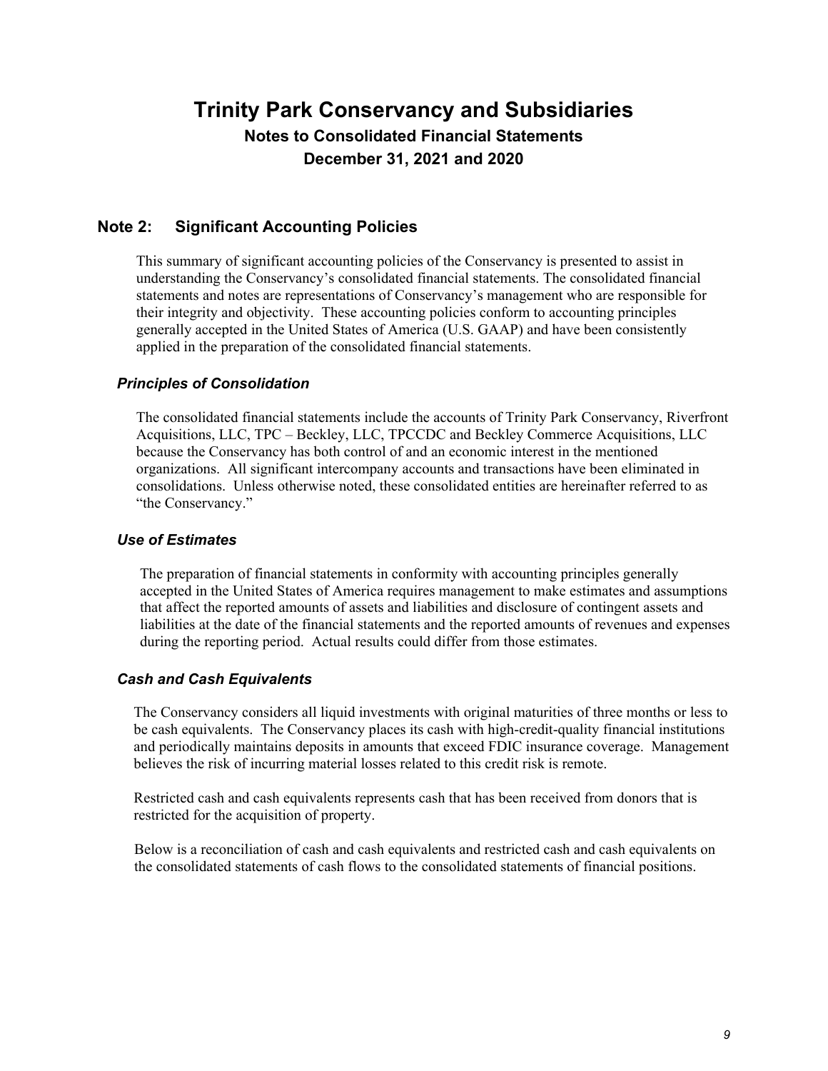# Trinity Park Conservancy and Subsidiaries

## Notes to Consolidated Financial Statements

## December 31, 2021 and 2020

## Note 2: Significant Accounting Policies

This summary of significant accounting policies of the Conservancy is presented to assist in understanding the Conservancy's consolidated financial statements. The consolidated financial statements and notes are representations of Conservancy's management who are responsible for their integrity and objectivity. These accounting policies conform to accounting principles generally accepted in the United States of America (U.S. GAAP) and have been consistently applied in the preparation of the consolidated financial statements.

### *Principles of Consolidation*

The consolidated financial statements include the accounts of Trinity Park Conservancy, Riverfront Acquisitions, LLC, TPC – Beckley, LLC, TPCCDC and Beckley Commerce Acquisitions, LLC because the Conservancy has both control of and an economic interest in the mentioned organizations. All significant intercompany accounts and transactions have been eliminated in consolidations. Unless otherwise noted, these consolidated entities are hereinafter referred to as "the Conservancy."

### *Use of Estimates*

The preparation of financial statements in conformity with accounting principles generally accepted in the United States of America requires management to make estimates and assumptions that affect the reported amounts of assets and liabilities and disclosure of contingent assets and liabilities at the date of the financial statements and the reported amounts of revenues and expenses during the reporting period. Actual results could differ from those estimates.

### *Cash and Cash Equivalents*

The Conservancy considers all liquid investments with original maturities of three months or less to be cash equivalents. The Conservancy places its cash with high-credit-quality financial institutions and periodically maintains deposits in amounts that exceed FDIC insurance coverage. Management believes the risk of incurring material losses related to this credit risk is remote.

Restricted cash and cash equivalents represents cash that has been received from donors that is restricted for the acquisition of property.

Below is a reconciliation of cash and cash equivalents and restricted cash and cash equivalents on the consolidated statements of cash flows to the consolidated statements of financial positions.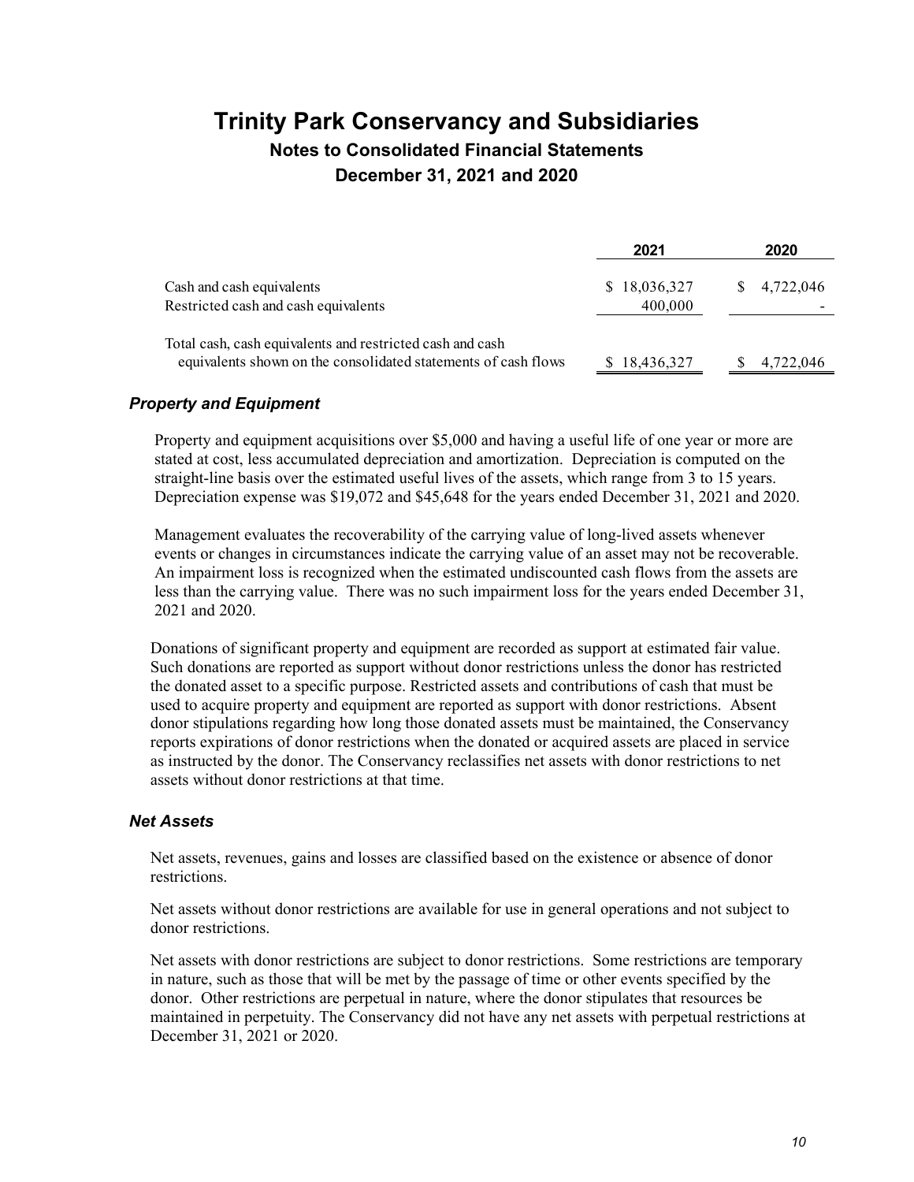# Trinity Park Conservancy and Subsidiaries
## Notes to Consolidated Financial Statements
## December 31, 2021 and 2020

| | 2021 | 2020 |
|---|---|---|
| Cash and cash equivalents | $ 18,036,327 | $ 4,722,046 |
| Restricted cash and cash equivalents | 400,000 | - |
| Total cash, cash equivalents and restricted cash and cash equivalents shown on the consolidated statements of cash flows | $ 18,436,327 | $ 4,722,046 |

### *Property and Equipment*

Property and equipment acquisitions over $5,000 and having a useful life of one year or more are stated at cost, less accumulated depreciation and amortization. Depreciation is computed on the straight-line basis over the estimated useful lives of the assets, which range from 3 to 15 years. Depreciation expense was $19,072 and $45,648 for the years ended December 31, 2021 and 2020.

Management evaluates the recoverability of the carrying value of long-lived assets whenever events or changes in circumstances indicate the carrying value of an asset may not be recoverable. An impairment loss is recognized when the estimated undiscounted cash flows from the assets are less than the carrying value. There was no such impairment loss for the years ended December 31, 2021 and 2020.

Donations of significant property and equipment are recorded as support at estimated fair value. Such donations are reported as support without donor restrictions unless the donor has restricted the donated asset to a specific purpose. Restricted assets and contributions of cash that must be used to acquire property and equipment are reported as support with donor restrictions. Absent donor stipulations regarding how long those donated assets must be maintained, the Conservancy reports expirations of donor restrictions when the donated or acquired assets are placed in service as instructed by the donor. The Conservancy reclassifies net assets with donor restrictions to net assets without donor restrictions at that time.

### *Net Assets*

Net assets, revenues, gains and losses are classified based on the existence or absence of donor restrictions.

Net assets without donor restrictions are available for use in general operations and not subject to donor restrictions.

Net assets with donor restrictions are subject to donor restrictions. Some restrictions are temporary in nature, such as those that will be met by the passage of time or other events specified by the donor. Other restrictions are perpetual in nature, where the donor stipulates that resources be maintained in perpetuity. The Conservancy did not have any net assets with perpetual restrictions at December 31, 2021 or 2020.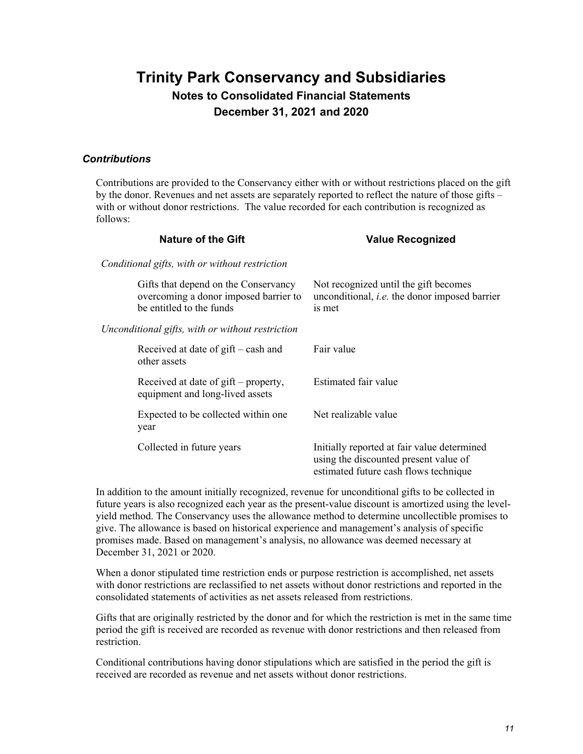# Trinity Park Conservancy and Subsidiaries

## Notes to Consolidated Financial Statements

## December 31, 2021 and 2020

### *Contributions*

Contributions are provided to the Conservancy either with or without restrictions placed on the gift by the donor. Revenues and net assets are separately reported to reflect the nature of those gifts – with or without donor restrictions. The value recorded for each contribution is recognized as follows:

| Nature of the Gift | Value Recognized |
|---|---|
| *Conditional gifts, with or without restriction* | |
| Gifts that depend on the Conservancy overcoming a donor imposed barrier to be entitled to the funds | Not recognized until the gift becomes unconditional, *i.e.* the donor imposed barrier is met |
| *Unconditional gifts, with or without restriction* | |
| Received at date of gift – cash and other assets | Fair value |
| Received at date of gift – property, equipment and long-lived assets | Estimated fair value |
| Expected to be collected within one year | Net realizable value |
| Collected in future years | Initially reported at fair value determined using the discounted present value of estimated future cash flows technique |

In addition to the amount initially recognized, revenue for unconditional gifts to be collected in future years is also recognized each year as the present-value discount is amortized using the level-yield method. The Conservancy uses the allowance method to determine uncollectible promises to give. The allowance is based on historical experience and management's analysis of specific promises made. Based on management's analysis, no allowance was deemed necessary at December 31, 2021 or 2020.

When a donor stipulated time restriction ends or purpose restriction is accomplished, net assets with donor restrictions are reclassified to net assets without donor restrictions and reported in the consolidated statements of activities as net assets released from restrictions.

Gifts that are originally restricted by the donor and for which the restriction is met in the same time period the gift is received are recorded as revenue with donor restrictions and then released from restriction.

Conditional contributions having donor stipulations which are satisfied in the period the gift is received are recorded as revenue and net assets without donor restrictions.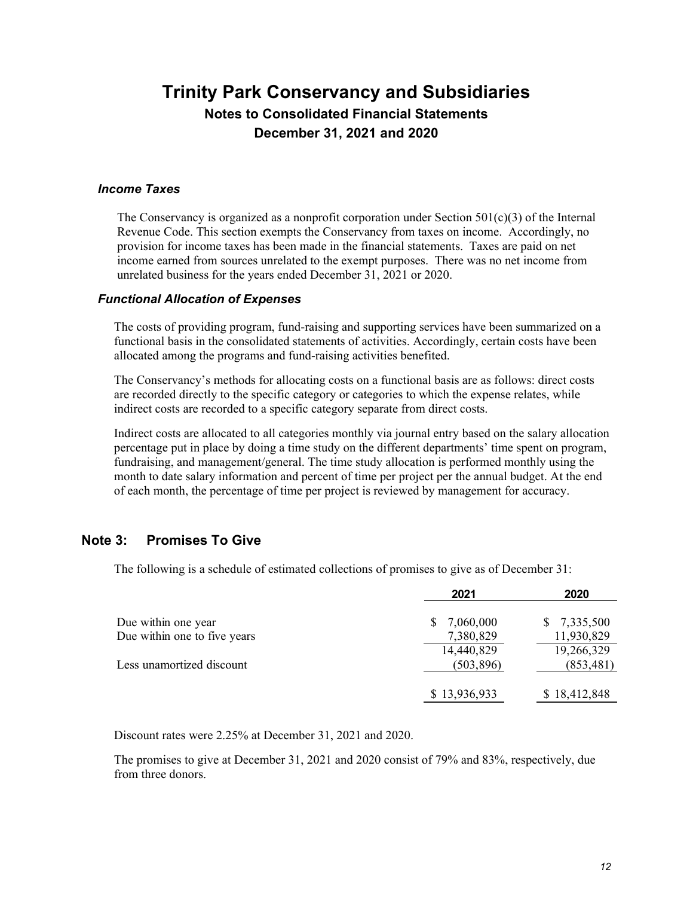# Trinity Park Conservancy and Subsidiaries

## Notes to Consolidated Financial Statements

## December 31, 2021 and 2020

### *Income Taxes*

The Conservancy is organized as a nonprofit corporation under Section 501(c)(3) of the Internal Revenue Code. This section exempts the Conservancy from taxes on income. Accordingly, no provision for income taxes has been made in the financial statements. Taxes are paid on net income earned from sources unrelated to the exempt purposes. There was no net income from unrelated business for the years ended December 31, 2021 or 2020.

### *Functional Allocation of Expenses*

The costs of providing program, fund-raising and supporting services have been summarized on a functional basis in the consolidated statements of activities. Accordingly, certain costs have been allocated among the programs and fund-raising activities benefited.

The Conservancy's methods for allocating costs on a functional basis are as follows: direct costs are recorded directly to the specific category or categories to which the expense relates, while indirect costs are recorded to a specific category separate from direct costs.

Indirect costs are allocated to all categories monthly via journal entry based on the salary allocation percentage put in place by doing a time study on the different departments' time spent on program, fundraising, and management/general. The time study allocation is performed monthly using the month to date salary information and percent of time per project per the annual budget. At the end of each month, the percentage of time per project is reviewed by management for accuracy.

## Note 3: Promises To Give

The following is a schedule of estimated collections of promises to give as of December 31:

| | 2021 | 2020 |
|---|---|---|
| Due within one year | $ 7,060,000 | $ 7,335,500 |
| Due within one to five years | 7,380,829 | 11,930,829 |
| | 14,440,829 | 19,266,329 |
| Less unamortized discount | (503,896) | (853,481) |
| | $ 13,936,933 | $ 18,412,848 |

Discount rates were 2.25% at December 31, 2021 and 2020.

The promises to give at December 31, 2021 and 2020 consist of 79% and 83%, respectively, due from three donors.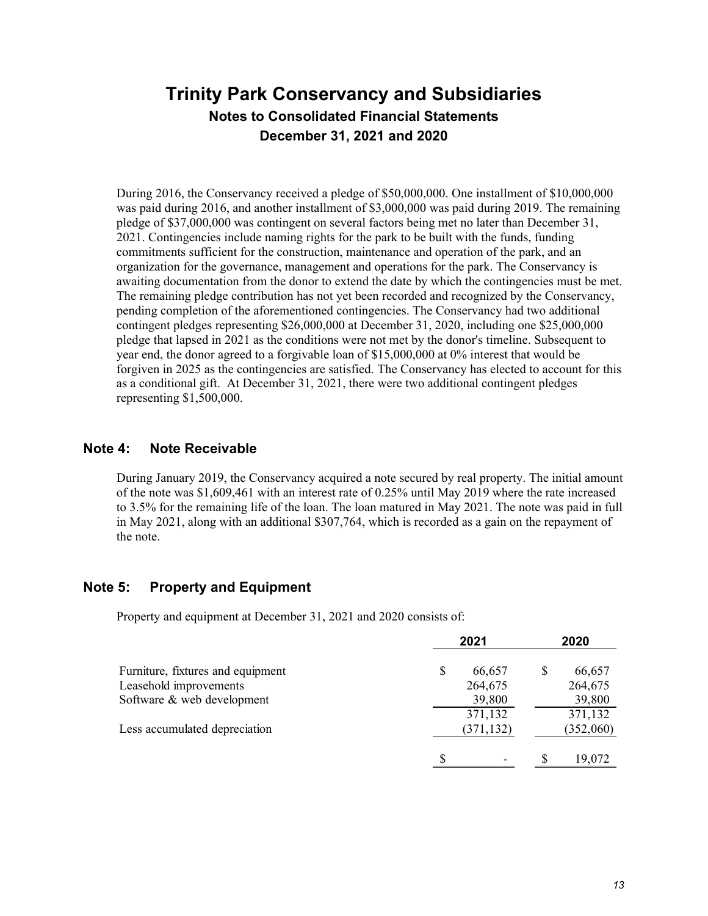During 2016, the Conservancy received a pledge of $50,000,000. One installment of $10,000,000 was paid during 2016, and another installment of $3,000,000 was paid during 2019. The remaining pledge of $37,000,000 was contingent on several factors being met no later than December 31, 2021. Contingencies include naming rights for the park to be built with the funds, funding commitments sufficient for the construction, maintenance and operation of the park, and an organization for the governance, management and operations for the park. The Conservancy is awaiting documentation from the donor to extend the date by which the contingencies must be met. The remaining pledge contribution has not yet been recorded and recognized by the Conservancy, pending completion of the aforementioned contingencies. The Conservancy had two additional contingent pledges representing $26,000,000 at December 31, 2020, including one $25,000,000 pledge that lapsed in 2021 as the conditions were not met by the donor's timeline. Subsequent to year end, the donor agreed to a forgivable loan of $15,000,000 at 0% interest that would be forgiven in 2025 as the contingencies are satisfied. The Conservancy has elected to account for this as a conditional gift. At December 31, 2021, there were two additional contingent pledges representing $1,500,000.

## Note 4: Note Receivable

During January 2019, the Conservancy acquired a note secured by real property. The initial amount of the note was $1,609,461 with an interest rate of 0.25% until May 2019 where the rate increased to 3.5% for the remaining life of the loan. The loan matured in May 2021. The note was paid in full in May 2021, along with an additional $307,764, which is recorded as a gain on the repayment of the note.

## Note 5: Property and Equipment

Property and equipment at December 31, 2021 and 2020 consists of:

| | 2021 | 2020 |
|---|---|---|
| Furniture, fixtures and equipment | $ 66,657 | $ 66,657 |
| Leasehold improvements | 264,675 | 264,675 |
| Software & web development | 39,800 | 39,800 |
| | 371,132 | 371,132 |
| Less accumulated depreciation | (371,132) | (352,060) |
| | $ - | $ 19,072 |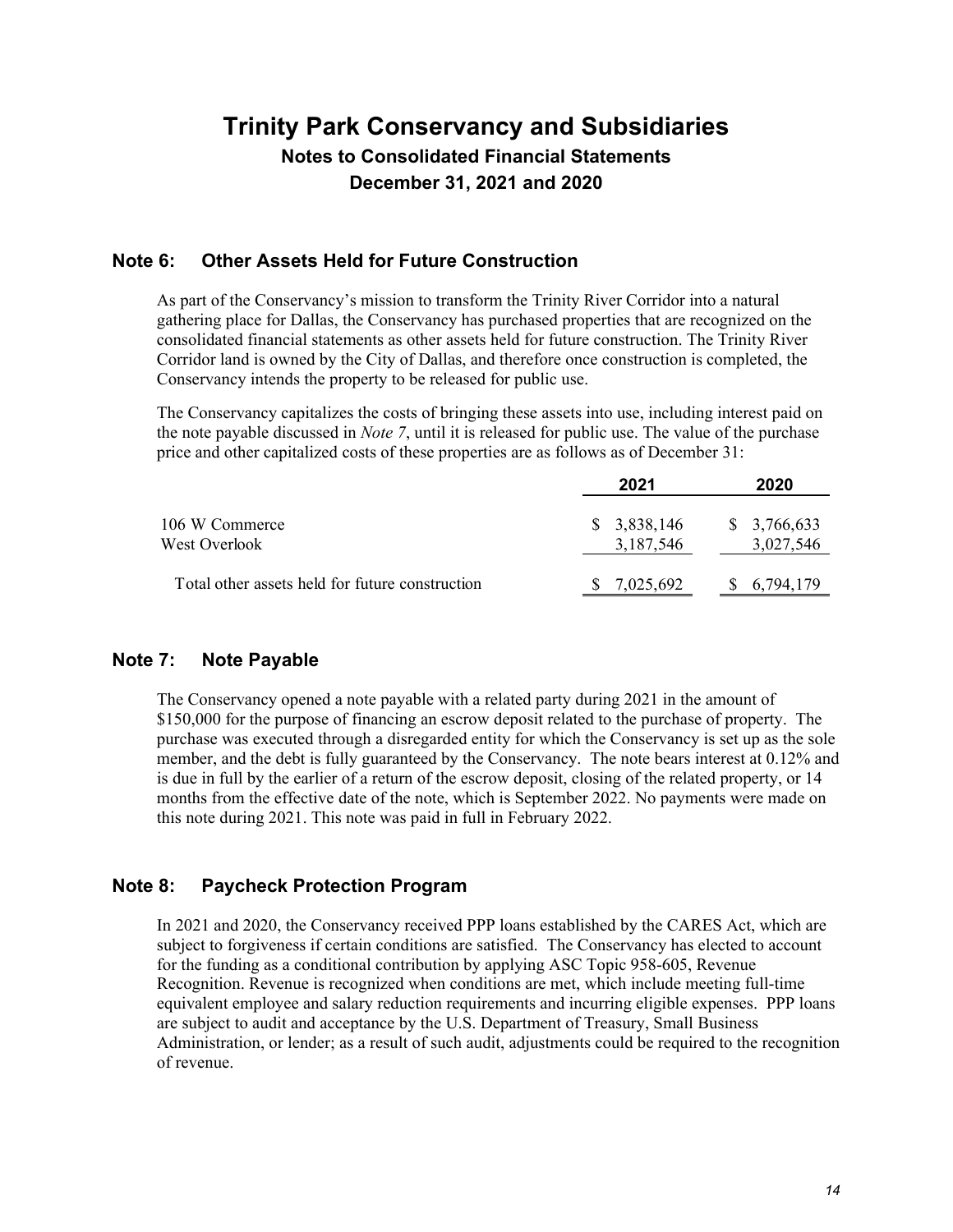# Trinity Park Conservancy and Subsidiaries

## Notes to Consolidated Financial Statements

## December 31, 2021 and 2020

### Note 6: Other Assets Held for Future Construction

As part of the Conservancy's mission to transform the Trinity River Corridor into a natural gathering place for Dallas, the Conservancy has purchased properties that are recognized on the consolidated financial statements as other assets held for future construction. The Trinity River Corridor land is owned by the City of Dallas, and therefore once construction is completed, the Conservancy intends the property to be released for public use.

The Conservancy capitalizes the costs of bringing these assets into use, including interest paid on the note payable discussed in *Note 7*, until it is released for public use. The value of the purchase price and other capitalized costs of these properties are as follows as of December 31:

| | 2021 | 2020 |
|---|---|---|
| 106 W Commerce | $ 3,838,146 | $ 3,766,633 |
| West Overlook | 3,187,546 | 3,027,546 |
| Total other assets held for future construction | $ 7,025,692 | $ 6,794,179 |

### Note 7: Note Payable

The Conservancy opened a note payable with a related party during 2021 in the amount of $150,000 for the purpose of financing an escrow deposit related to the purchase of property. The purchase was executed through a disregarded entity for which the Conservancy is set up as the sole member, and the debt is fully guaranteed by the Conservancy. The note bears interest at 0.12% and is due in full by the earlier of a return of the escrow deposit, closing of the related property, or 14 months from the effective date of the note, which is September 2022. No payments were made on this note during 2021. This note was paid in full in February 2022.

### Note 8: Paycheck Protection Program

In 2021 and 2020, the Conservancy received PPP loans established by the CARES Act, which are subject to forgiveness if certain conditions are satisfied. The Conservancy has elected to account for the funding as a conditional contribution by applying ASC Topic 958-605, Revenue Recognition. Revenue is recognized when conditions are met, which include meeting full-time equivalent employee and salary reduction requirements and incurring eligible expenses. PPP loans are subject to audit and acceptance by the U.S. Department of Treasury, Small Business Administration, or lender; as a result of such audit, adjustments could be required to the recognition of revenue.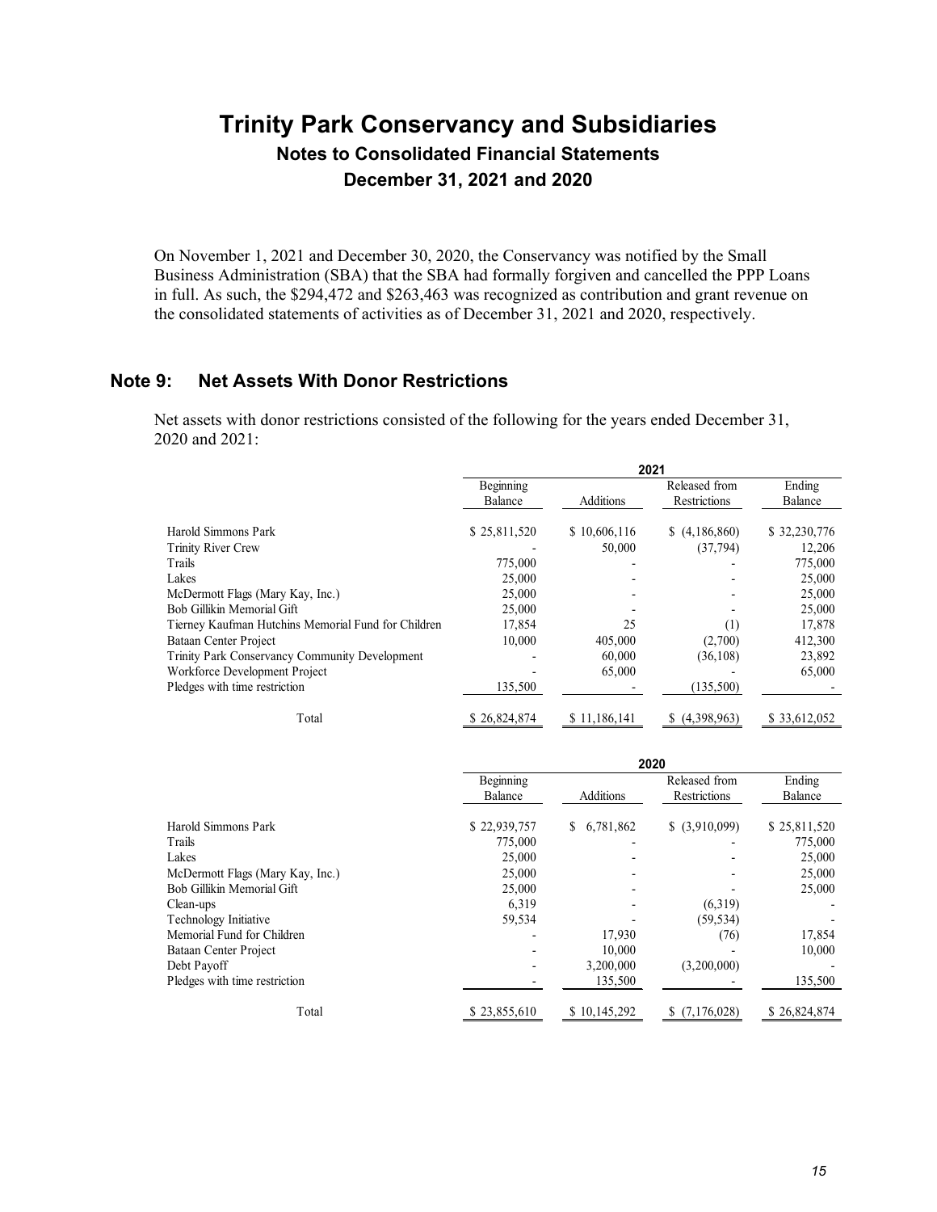On November 1, 2021 and December 30, 2020, the Conservancy was notified by the Small Business Administration (SBA) that the SBA had formally forgiven and cancelled the PPP Loans in full. As such, the $294,472 and $263,463 was recognized as contribution and grant revenue on the consolidated statements of activities as of December 31, 2021 and 2020, respectively.

## Note 9: Net Assets With Donor Restrictions

Net assets with donor restrictions consisted of the following for the years ended December 31, 2020 and 2021:

| | 2021 | | | |
|---|---|---|---|---|
| | Beginning Balance | Additions | Released from Restrictions | Ending Balance |
| Harold Simmons Park | $ 25,811,520 | $ 10,606,116 | $ (4,186,860) | $ 32,230,776 |
| Trinity River Crew | - | 50,000 | (37,794) | 12,206 |
| Trails | 775,000 | - | - | 775,000 |
| Lakes | 25,000 | - | - | 25,000 |
| McDermott Flags (Mary Kay, Inc.) | 25,000 | - | - | 25,000 |
| Bob Gillikin Memorial Gift | 25,000 | - | - | 25,000 |
| Tierney Kaufman Hutchins Memorial Fund for Children | 17,854 | 25 | (1) | 17,878 |
| Bataan Center Project | 10,000 | 405,000 | (2,700) | 412,300 |
| Trinity Park Conservancy Community Development | - | 60,000 | (36,108) | 23,892 |
| Workforce Development Project | - | 65,000 | - | 65,000 |
| Pledges with time restriction | 135,500 | - | (135,500) | - |
| Total | $ 26,824,874 | $ 11,186,141 | $ (4,398,963) | $ 33,612,052 |

| | 2020 | | | |
|---|---|---|---|---|
| | Beginning Balance | Additions | Released from Restrictions | Ending Balance |
| Harold Simmons Park | $ 22,939,757 | $ 6,781,862 | $ (3,910,099) | $ 25,811,520 |
| Trails | 775,000 | - | - | 775,000 |
| Lakes | 25,000 | - | - | 25,000 |
| McDermott Flags (Mary Kay, Inc.) | 25,000 | - | - | 25,000 |
| Bob Gillikin Memorial Gift | 25,000 | - | - | 25,000 |
| Clean-ups | 6,319 | - | (6,319) | - |
| Technology Initiative | 59,534 | - | (59,534) | - |
| Memorial Fund for Children | - | 17,930 | (76) | 17,854 |
| Bataan Center Project | - | 10,000 | - | 10,000 |
| Debt Payoff | - | 3,200,000 | (3,200,000) | - |
| Pledges with time restriction | - | 135,500 | - | 135,500 |
| Total | $ 23,855,610 | $ 10,145,292 | $ (7,176,028) | $ 26,824,874 |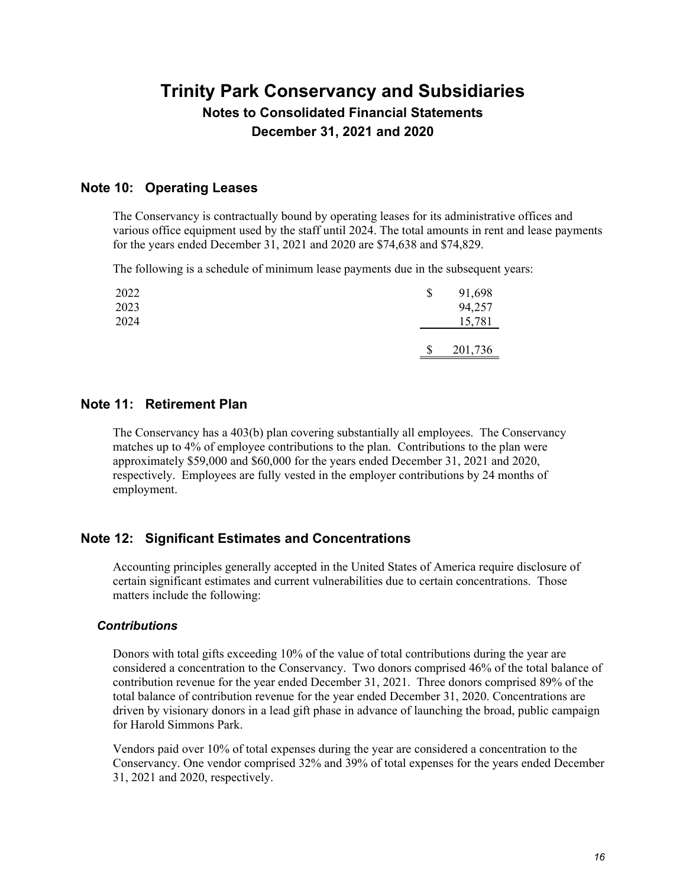# Trinity Park Conservancy and Subsidiaries

## Notes to Consolidated Financial Statements

## December 31, 2021 and 2020

## Note 10: Operating Leases

The Conservancy is contractually bound by operating leases for its administrative offices and various office equipment used by the staff until 2024. The total amounts in rent and lease payments for the years ended December 31, 2021 and 2020 are $74,638 and $74,829.

The following is a schedule of minimum lease payments due in the subsequent years:

| | |
|---|---|
| 2022 | $ 91,698 |
| 2023 | 94,257 |
| 2024 | 15,781 |
| | $ 201,736 |

## Note 11: Retirement Plan

The Conservancy has a 403(b) plan covering substantially all employees. The Conservancy matches up to 4% of employee contributions to the plan. Contributions to the plan were approximately $59,000 and $60,000 for the years ended December 31, 2021 and 2020, respectively. Employees are fully vested in the employer contributions by 24 months of employment.

## Note 12: Significant Estimates and Concentrations

Accounting principles generally accepted in the United States of America require disclosure of certain significant estimates and current vulnerabilities due to certain concentrations. Those matters include the following:

### *Contributions*

Donors with total gifts exceeding 10% of the value of total contributions during the year are considered a concentration to the Conservancy. Two donors comprised 46% of the total balance of contribution revenue for the year ended December 31, 2021. Three donors comprised 89% of the total balance of contribution revenue for the year ended December 31, 2020. Concentrations are driven by visionary donors in a lead gift phase in advance of launching the broad, public campaign for Harold Simmons Park.

Vendors paid over 10% of total expenses during the year are considered a concentration to the Conservancy. One vendor comprised 32% and 39% of total expenses for the years ended December 31, 2021 and 2020, respectively.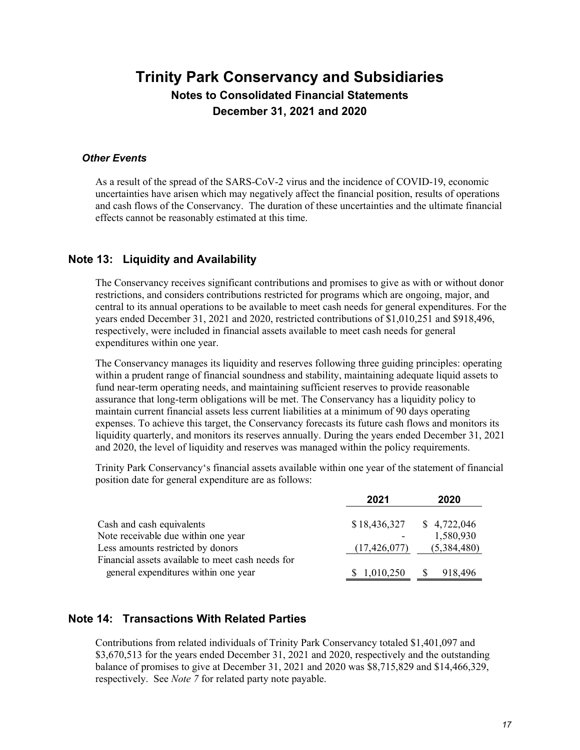# Trinity Park Conservancy and Subsidiaries

## Notes to Consolidated Financial Statements

## December 31, 2021 and 2020

### *Other Events*

As a result of the spread of the SARS-CoV-2 virus and the incidence of COVID-19, economic uncertainties have arisen which may negatively affect the financial position, results of operations and cash flows of the Conservancy. The duration of these uncertainties and the ultimate financial effects cannot be reasonably estimated at this time.

## Note 13: Liquidity and Availability

The Conservancy receives significant contributions and promises to give as with or without donor restrictions, and considers contributions restricted for programs which are ongoing, major, and central to its annual operations to be available to meet cash needs for general expenditures. For the years ended December 31, 2021 and 2020, restricted contributions of $1,010,251 and $918,496, respectively, were included in financial assets available to meet cash needs for general expenditures within one year.

The Conservancy manages its liquidity and reserves following three guiding principles: operating within a prudent range of financial soundness and stability, maintaining adequate liquid assets to fund near-term operating needs, and maintaining sufficient reserves to provide reasonable assurance that long-term obligations will be met. The Conservancy has a liquidity policy to maintain current financial assets less current liabilities at a minimum of 90 days operating expenses. To achieve this target, the Conservancy forecasts its future cash flows and monitors its liquidity quarterly, and monitors its reserves annually. During the years ended December 31, 2021 and 2020, the level of liquidity and reserves was managed within the policy requirements.

Trinity Park Conservancy's financial assets available within one year of the statement of financial position date for general expenditure are as follows:

| | 2021 | 2020 |
|---|---|---|
| Cash and cash equivalents | $ 18,436,327 | $ 4,722,046 |
| Note receivable due within one year | - | 1,580,930 |
| Less amounts restricted by donors | (17,426,077) | (5,384,480) |
| Financial assets available to meet cash needs for general expenditures within one year | $ 1,010,250 | $ 918,496 |

## Note 14: Transactions With Related Parties

Contributions from related individuals of Trinity Park Conservancy totaled $1,401,097 and $3,670,513 for the years ended December 31, 2021 and 2020, respectively and the outstanding balance of promises to give at December 31, 2021 and 2020 was $8,715,829 and $14,466,329, respectively. See *Note 7* for related party note payable.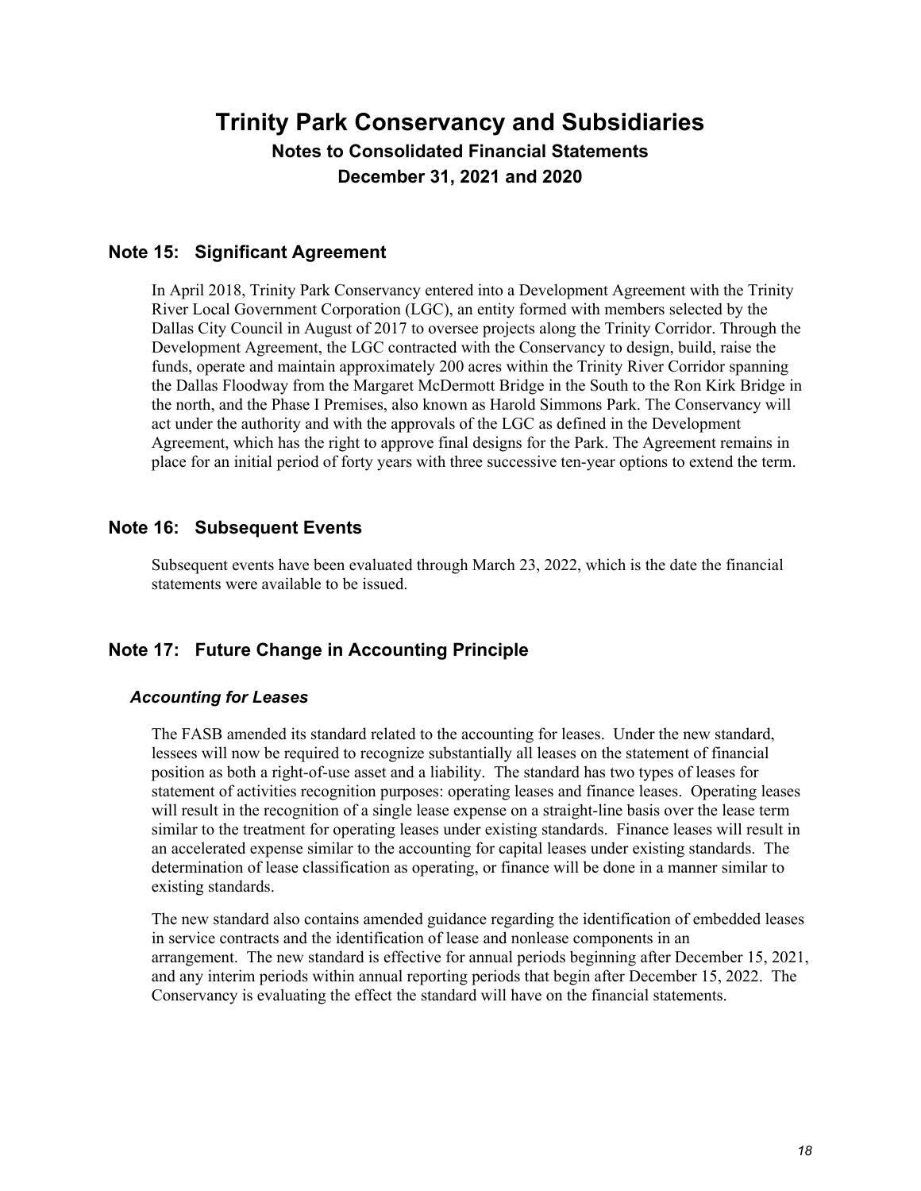# Trinity Park Conservancy and Subsidiaries

## Notes to Consolidated Financial Statements

## December 31, 2021 and 2020

### Note 15: Significant Agreement

In April 2018, Trinity Park Conservancy entered into a Development Agreement with the Trinity River Local Government Corporation (LGC), an entity formed with members selected by the Dallas City Council in August of 2017 to oversee projects along the Trinity Corridor. Through the Development Agreement, the LGC contracted with the Conservancy to design, build, raise the funds, operate and maintain approximately 200 acres within the Trinity River Corridor spanning the Dallas Floodway from the Margaret McDermott Bridge in the South to the Ron Kirk Bridge in the north, and the Phase I Premises, also known as Harold Simmons Park. The Conservancy will act under the authority and with the approvals of the LGC as defined in the Development Agreement, which has the right to approve final designs for the Park. The Agreement remains in place for an initial period of forty years with three successive ten-year options to extend the term.

### Note 16: Subsequent Events

Subsequent events have been evaluated through March 23, 2022, which is the date the financial statements were available to be issued.

### Note 17: Future Change in Accounting Principle

#### *Accounting for Leases*

The FASB amended its standard related to the accounting for leases. Under the new standard, lessees will now be required to recognize substantially all leases on the statement of financial position as both a right-of-use asset and a liability. The standard has two types of leases for statement of activities recognition purposes: operating leases and finance leases. Operating leases will result in the recognition of a single lease expense on a straight-line basis over the lease term similar to the treatment for operating leases under existing standards. Finance leases will result in an accelerated expense similar to the accounting for capital leases under existing standards. The determination of lease classification as operating, or finance will be done in a manner similar to existing standards.

The new standard also contains amended guidance regarding the identification of embedded leases in service contracts and the identification of lease and nonlease components in an arrangement. The new standard is effective for annual periods beginning after December 15, 2021, and any interim periods within annual reporting periods that begin after December 15, 2022. The Conservancy is evaluating the effect the standard will have on the financial statements.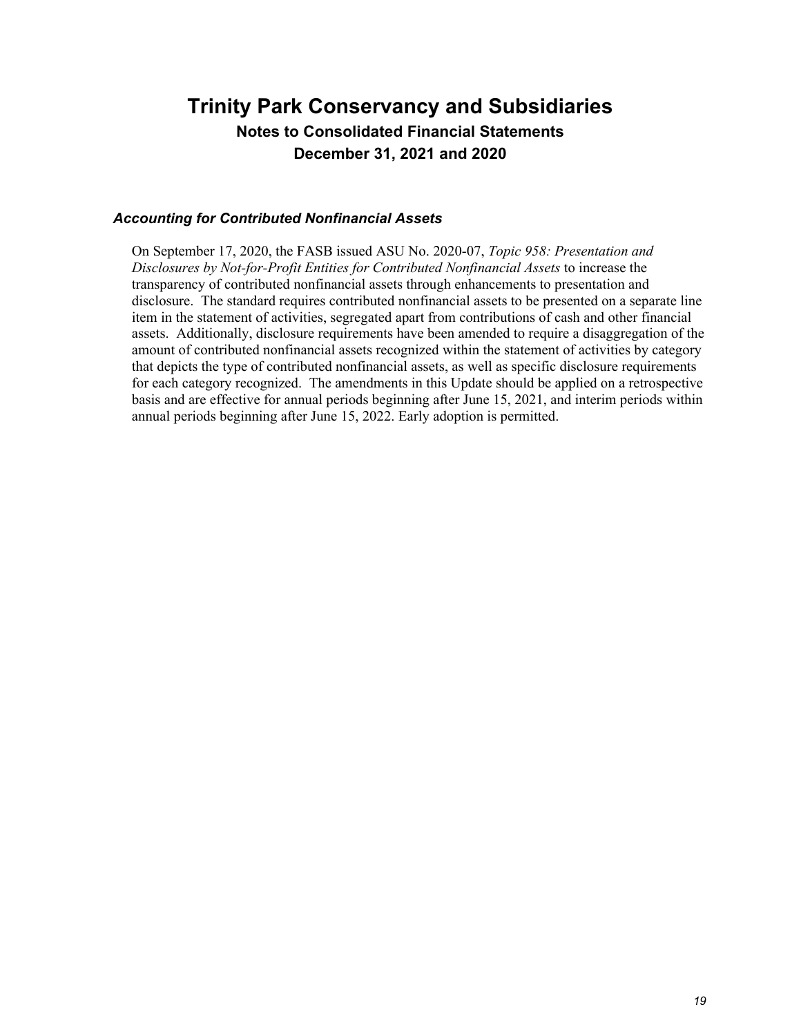# Trinity Park Conservancy and Subsidiaries

## Notes to Consolidated Financial Statements

## December 31, 2021 and 2020

### *Accounting for Contributed Nonfinancial Assets*

On September 17, 2020, the FASB issued ASU No. 2020-07, *Topic 958: Presentation and Disclosures by Not-for-Profit Entities for Contributed Nonfinancial Assets* to increase the transparency of contributed nonfinancial assets through enhancements to presentation and disclosure. The standard requires contributed nonfinancial assets to be presented on a separate line item in the statement of activities, segregated apart from contributions of cash and other financial assets. Additionally, disclosure requirements have been amended to require a disaggregation of the amount of contributed nonfinancial assets recognized within the statement of activities by category that depicts the type of contributed nonfinancial assets, as well as specific disclosure requirements for each category recognized. The amendments in this Update should be applied on a retrospective basis and are effective for annual periods beginning after June 15, 2021, and interim periods within annual periods beginning after June 15, 2022. Early adoption is permitted.